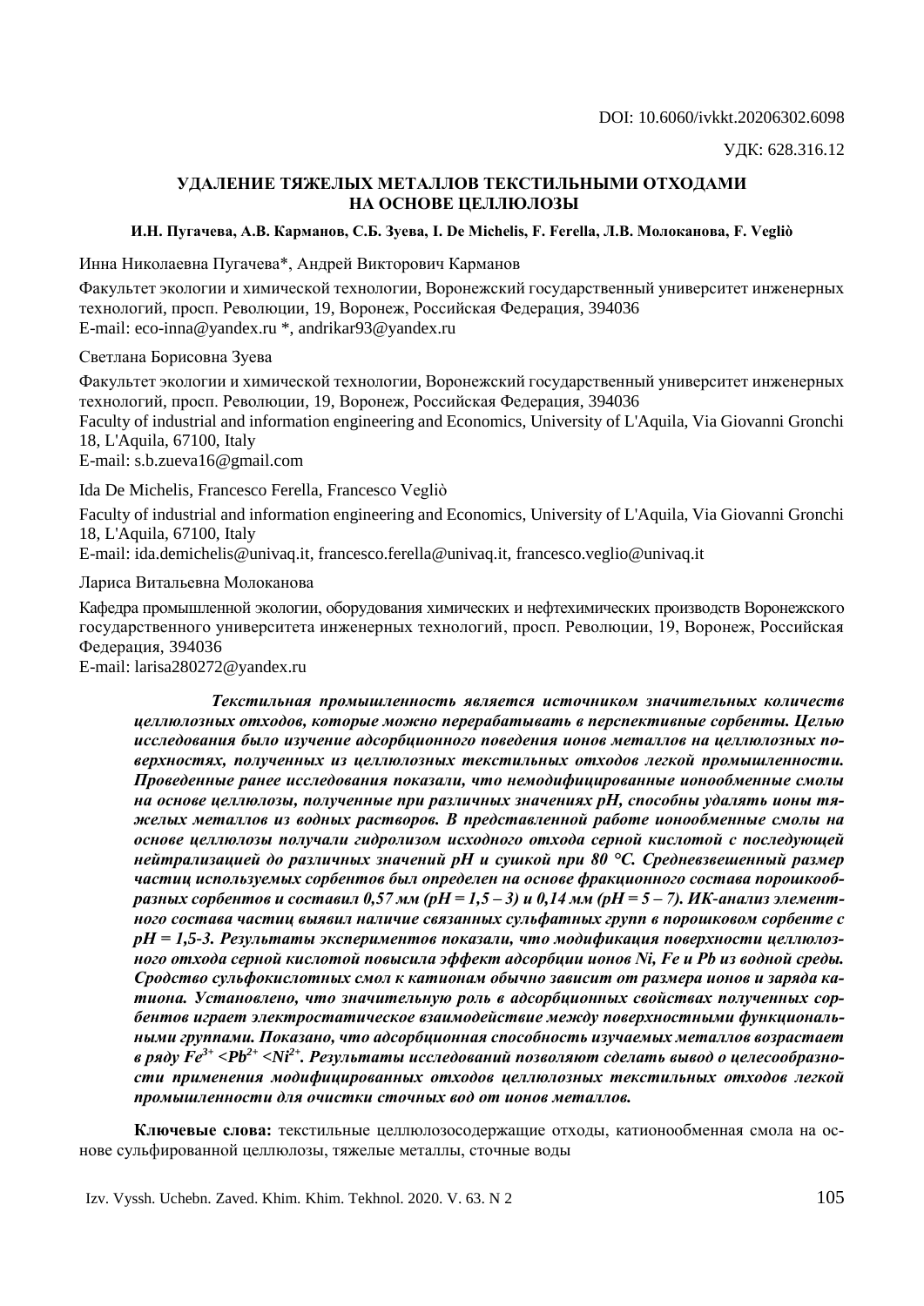DOI: 10.6060/ivkkt.20206302.6098

УДК: 628.316.12

# УДАЛЕНИЕ ТЯЖЕЛЫХ МЕТАЛЛОВ ТЕКСТИЛЬНЫМИ ОТХОДАМИ НА ОСНОВЕ ЦЕЛЛЮЛОЗЫ

**И.Н. Пугачева, А.В. Карманов, С.Б. Зуева, I. De Michelis, F. Ferella, Л.В. Молоканова, F. Vegliò**

Инна Николаевна Пугачева*, Андрей Викторович Карманов

Факультет экологии и химической технологии, Воронежский государственный университет инженерных технологий, просп. Революции, 19, Воронеж, Российская Федерация, 394036
E-mail: eco-inna@yandex.ru *, andrikar93@yandex.ru

Светлана Борисовна Зуева

Факультет экологии и химической технологии, Воронежский государственный университет инженерных технологий, просп. Революции, 19, Воронеж, Российская Федерация, 394036
Faculty of industrial and information engineering and Economics, University of L'Aquila, Via Giovanni Gronchi 18, L'Aquila, 67100, Italy
E-mail: s.b.zueva16@gmail.com

Ida De Michelis, Francesco Ferella, Francesco Vegliò

Faculty of industrial and information engineering and Economics, University of L'Aquila, Via Giovanni Gronchi 18, L'Aquila, 67100, Italy
E-mail: ida.demichelis@univaq.it, francesco.ferella@univaq.it, francesco.veglio@univaq.it

Лариса Витальевна Молоканова

Кафедра промышленной экологии, оборудования химических и нефтехимических производств Воронежского государственного университета инженерных технологий, просп. Революции, 19, Воронеж, Российская Федерация, 394036
E-mail: larisa280272@yandex.ru

***Текстильная промышленность является источником значительных количеств целлюлозных отходов, которые можно перерабатывать в перспективные сорбенты. Целью исследования было изучение адсорбционного поведения ионов металлов на целлюлозных поверхностях, полученных из целлюлозных текстильных отходов легкой промышленности. Проведенные ранее исследования показали, что немодифицированные ионообменные смолы на основе целлюлозы, полученные при различных значениях pH, способны удалять ионы тяжелых металлов из водных растворов. В представленной работе ионообменные смолы на основе целлюлозы получали гидролизом исходного отхода серной кислотой с последующей нейтрализацией до различных значений pH и сушкой при 80 °С. Средневзвешенный размер частиц используемых сорбентов был определен на основе фракционного состава порошкообразных сорбентов и составил 0,57 мм (pH = 1,5 – 3) и 0,14 мм (pH = 5 – 7). ИК-анализ элементного состава частиц выявил наличие связанных сульфатных групп в порошковом сорбенте с pH = 1,5-3. Результаты экспериментов показали, что модификация поверхности целлюлозного отхода серной кислотой повысила эффект адсорбции ионов Ni, Fe и Pb из водной среды. Сродство сульфокислотных смол к катионам обычно зависит от размера ионов и заряда катиона. Установлено, что значительную роль в адсорбционных свойствах полученных сорбентов играет электростатическое взаимодействие между поверхностными функциональными группами. Показано, что адсорбционная способность изучаемых металлов возрастает в ряду $Fe^{3+}$ <$Pb^{2+}$ <$Ni^{2+}$. Результаты исследований позволяют сделать вывод о целесообразности применения модифицированных отходов целлюлозных текстильных отходов легкой промышленности для очистки сточных вод от ионов металлов.***

**Ключевые слова:** текстильные целлюлозосодержащие отходы, катионообменная смола на основе сульфированной целлюлозы, тяжелые металлы, сточные воды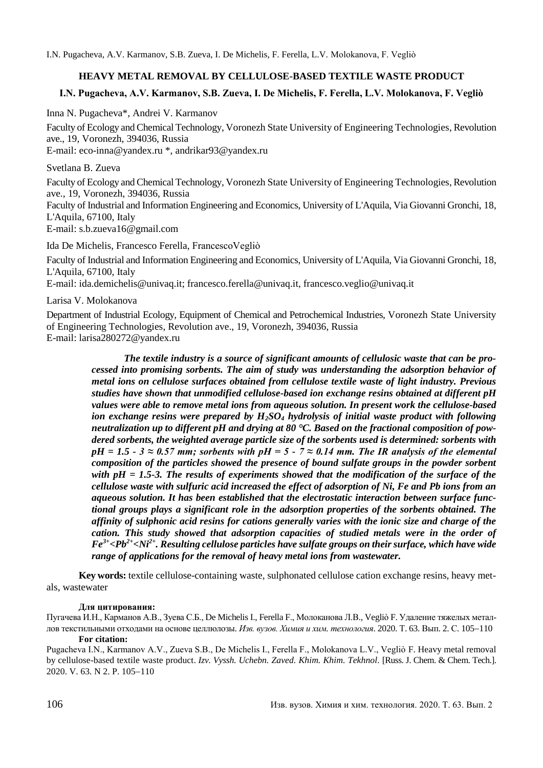## HEAVY METAL REMOVAL BY CELLULOSE-BASED TEXTILE WASTE PRODUCT

**I.N. Pugacheva, A.V. Karmanov, S.B. Zueva, I. De Michelis, F. Ferella, L.V. Molokanova, F. Vegliò**

Inna N. Pugacheva*, Andrei V. Karmanov

Faculty of Ecology and Chemical Technology, Voronezh State University of Engineering Technologies, Revolution ave., 19, Voronezh, 394036, Russia
E-mail: eco-inna@yandex.ru *, andrikar93@yandex.ru

Svetlana B. Zueva

Faculty of Ecology and Chemical Technology, Voronezh State University of Engineering Technologies, Revolution ave., 19, Voronezh, 394036, Russia
Faculty of Industrial and Information Engineering and Economics, University of L'Aquila, Via Giovanni Gronchi, 18, L'Aquila, 67100, Italy
E-mail: s.b.zueva16@gmail.com

Ida De Michelis, Francesco Ferella, FrancescoVegliò

Faculty of Industrial and Information Engineering and Economics, University of L'Aquila, Via Giovanni Gronchi, 18, L'Aquila, 67100, Italy
E-mail: ida.demichelis@univaq.it; francesco.ferella@univaq.it, francesco.veglio@univaq.it

Larisa V. Molokanova

Department of Industrial Ecology, Equipment of Chemical and Petrochemical Industries, Voronezh State University of Engineering Technologies, Revolution ave., 19, Voronezh, 394036, Russia
E-mail: larisa280272@yandex.ru

***The textile industry is a source of significant amounts of cellulosic waste that can be processed into promising sorbents. The aim of study was understanding the adsorption behavior of metal ions on cellulose surfaces obtained from cellulose textile waste of light industry. Previous studies have shown that unmodified cellulose-based ion exchange resins obtained at different pH values were able to remove metal ions from aqueous solution. In present work the cellulose-based ion exchange resins were prepared by $H_2SO_4$ hydrolysis of initial waste product with following neutralization up to different pH and drying at 80 °C. Based on the fractional composition of powdered sorbents, the weighted average particle size of the sorbents used is determined: sorbents with pH = 1.5 - 3 ≈ 0.57 mm; sorbents with pH = 5 - 7 ≈ 0.14 mm. The IR analysis of the elemental composition of the particles showed the presence of bound sulfate groups in the powder sorbent with pH = 1.5-3. The results of experiments showed that the modification of the surface of the cellulose waste with sulfuric acid increased the effect of adsorption of Ni, Fe and Pb ions from an aqueous solution. It has been established that the electrostatic interaction between surface functional groups plays a significant role in the adsorption properties of the sorbents obtained. The affinity of sulphonic acid resins for cations generally varies with the ionic size and charge of the cation. This study showed that adsorption capacities of studied metals were in the order of $Fe^{3+}<Pb^{2+}<Ni^{2+}$. Resulting cellulose particles have sulfate groups on their surface, which have wide range of applications for the removal of heavy metal ions from wastewater.***

**Key words:** textile cellulose-containing waste, sulphonated cellulose cation exchange resins, heavy metals, wastewater

**Для цитирования:**

Пугачева И.Н., Карманов А.В., Зуева С.Б., De Michelis I., Ferella F., Молоканова Л.В., Vegliò F. Удаление тяжелых металлов текстильными отходами на основе целлюлозы. *Изв. вузов. Химия и хим. технология*. 2020. Т. 63. Вып. 2. С. 105–110

**For citation:**

Pugacheva I.N., Karmanov A.V., Zueva S.B., De Michelis I., Ferella F., Molokanova L.V., Vegliò F. Heavy metal removal by cellulose-based textile waste product. *Izv. Vyssh. Uchebn. Zaved. Khim. Khim. Tekhnol*. [Russ. J. Chem. & Chem. Tech.]. 2020. V. 63. N 2. P. 105–110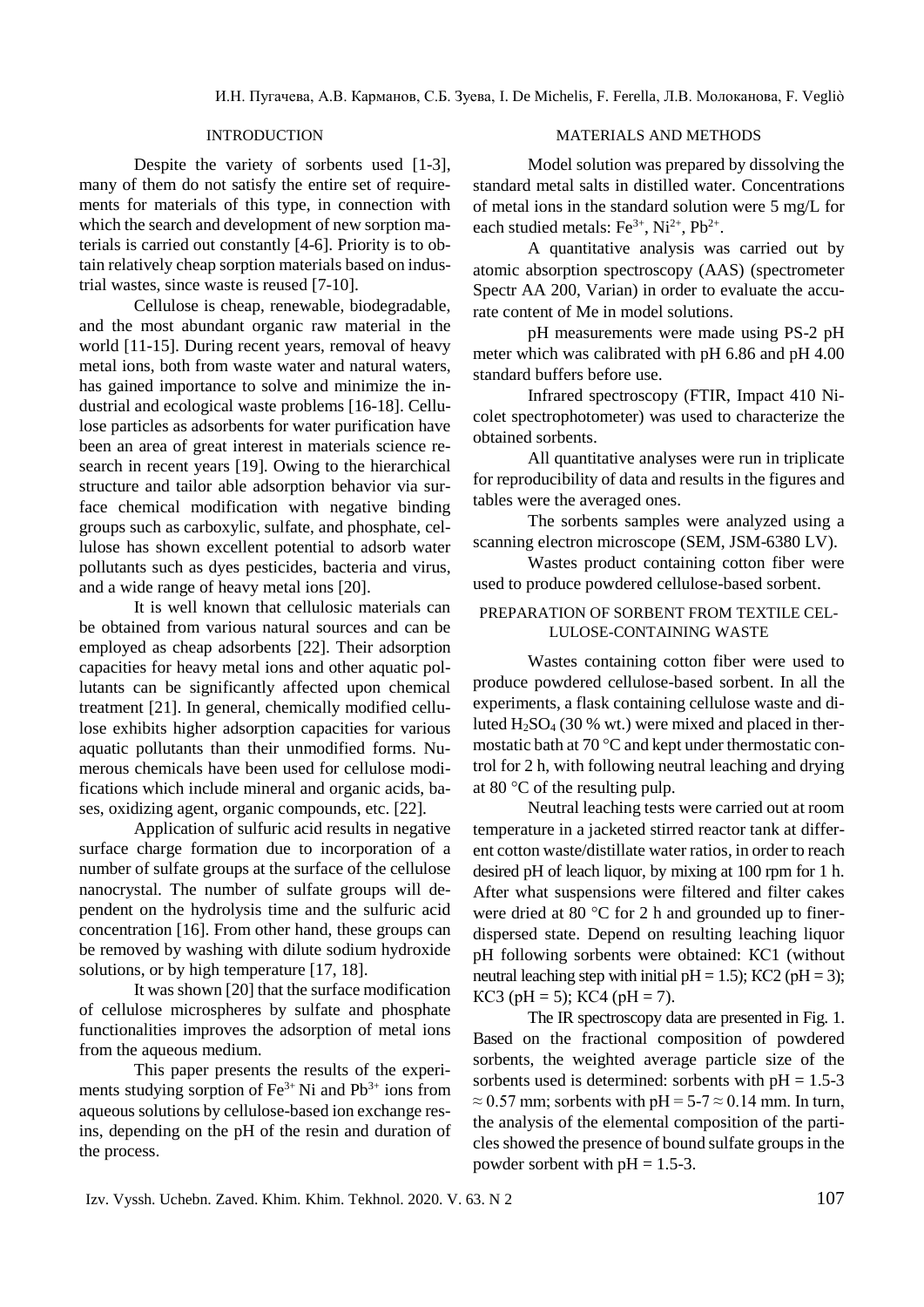## INTRODUCTION

Despite the variety of sorbents used [1-3], many of them do not satisfy the entire set of requirements for materials of this type, in connection with which the search and development of new sorption materials is carried out constantly [4-6]. Priority is to obtain relatively cheap sorption materials based on industrial wastes, since waste is reused [7-10].

Cellulose is cheap, renewable, biodegradable, and the most abundant organic raw material in the world [11-15]. During recent years, removal of heavy metal ions, both from waste water and natural waters, has gained importance to solve and minimize the industrial and ecological waste problems [16-18]. Cellulose particles as adsorbents for water purification have been an area of great interest in materials science research in recent years [19]. Owing to the hierarchical structure and tailor able adsorption behavior via surface chemical modification with negative binding groups such as carboxylic, sulfate, and phosphate, cellulose has shown excellent potential to adsorb water pollutants such as dyes pesticides, bacteria and virus, and a wide range of heavy metal ions [20].

It is well known that cellulosic materials can be obtained from various natural sources and can be employed as cheap adsorbents [22]. Their adsorption capacities for heavy metal ions and other aquatic pollutants can be significantly affected upon chemical treatment [21]. In general, chemically modified cellulose exhibits higher adsorption capacities for various aquatic pollutants than their unmodified forms. Numerous chemicals have been used for cellulose modifications which include mineral and organic acids, bases, oxidizing agent, organic compounds, etc. [22].

Application of sulfuric acid results in negative surface charge formation due to incorporation of a number of sulfate groups at the surface of the cellulose nanocrystal. The number of sulfate groups will dependent on the hydrolysis time and the sulfuric acid concentration [16]. From other hand, these groups can be removed by washing with dilute sodium hydroxide solutions, or by high temperature [17, 18].

It was shown [20] that the surface modification of cellulose microspheres by sulfate and phosphate functionalities improves the adsorption of metal ions from the aqueous medium.

This paper presents the results of the experiments studying sorption of $Fe^{3+}$ Ni and $Pb^{3+}$ ions from aqueous solutions by cellulose-based ion exchange resins, depending on the pH of the resin and duration of the process.

## MATERIALS AND METHODS

Model solution was prepared by dissolving the standard metal salts in distilled water. Concentrations of metal ions in the standard solution were 5 mg/L for each studied metals: $Fe^{3+}$, $Ni^{2+}$, $Pb^{2+}$.

A quantitative analysis was carried out by atomic absorption spectroscopy (AAS) (spectrometer Spectr AA 200, Varian) in order to evaluate the accurate content of Me in model solutions.

pH measurements were made using PS-2 pH meter which was calibrated with pH 6.86 and pH 4.00 standard buffers before use.

Infrared spectroscopy (FTIR, Impact 410 Nicolet spectrophotometer) was used to characterize the obtained sorbents.

All quantitative analyses were run in triplicate for reproducibility of data and results in the figures and tables were the averaged ones.

The sorbents samples were analyzed using a scanning electron microscope (SEM, JSM-6380 LV).

Wastes product containing cotton fiber were used to produce powdered cellulose-based sorbent.

### PREPARATION OF SORBENT FROM TEXTILE CELLULOSE-CONTAINING WASTE

Wastes containing cotton fiber were used to produce powdered cellulose-based sorbent. In all the experiments, a flask containing cellulose waste and diluted $H_2SO_4$ (30 % wt.) were mixed and placed in thermostatic bath at 70 °C and kept under thermostatic control for 2 h, with following neutral leaching and drying at 80 °C of the resulting pulp.

Neutral leaching tests were carried out at room temperature in a jacketed stirred reactor tank at different cotton waste/distillate water ratios, in order to reach desired pH of leach liquor, by mixing at 100 rpm for 1 h. After what suspensions were filtered and filter cakes were dried at 80 °C for 2 h and grounded up to finer-dispersed state. Depend on resulting leaching liquor pH following sorbents were obtained: КС1 (without neutral leaching step with initial pH = 1.5); КС2 (pH = 3); КС3 (pH = 5); КС4 (pH = 7).

The IR spectroscopy data are presented in Fig. 1. Based on the fractional composition of powdered sorbents, the weighted average particle size of the sorbents used is determined: sorbents with pH = 1.5-3 ≈ 0.57 mm; sorbents with pH = 5-7 ≈ 0.14 mm. In turn, the analysis of the elemental composition of the particles showed the presence of bound sulfate groups in the powder sorbent with pH = 1.5-3.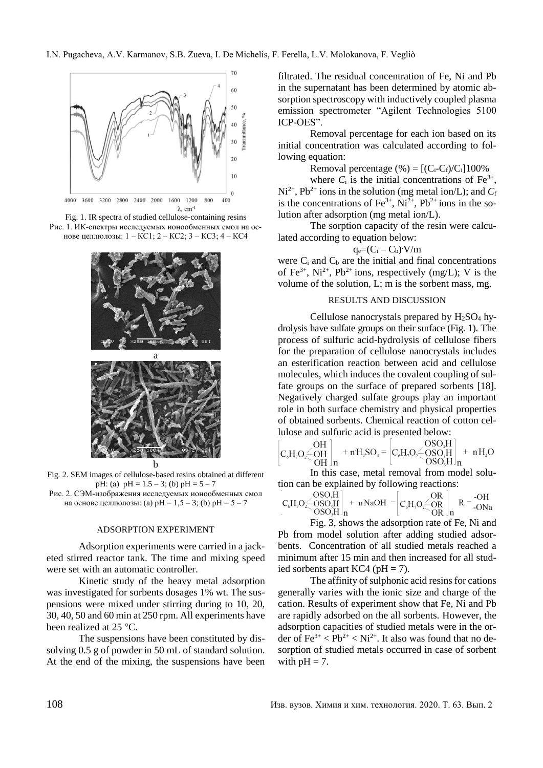Fig. 1. IR spectra of studied cellulose-containing resins

Рис. 1. ИК-спектры исследуемых ионообменных смол на основе целлюлозы: 1 – KC1; 2 – KC2; 3 – KC3; 4 – KC4

Fig. 2. SEM images of cellulose-based resins obtained at different pH: (a) pH = 1.5 – 3; (b) pH = 5 – 7

Рис. 2. СЭМ-изображения исследуемых ионообменных смол на основе целлюлозы: (a) pH = 1,5 – 3; (b) pH = 5 – 7

## ADSORPTION EXPERIMENT

Adsorption experiments were carried in a jacketed stirred reactor tank. The time and mixing speed were set with an automatic controller.

Kinetic study of the heavy metal adsorption was investigated for sorbents dosages 1% wt. The suspensions were mixed under stirring during to 10, 20, 30, 40, 50 and 60 min at 250 rpm. All experiments have been realized at 25 °C.

The suspensions have been constituted by dissolving 0.5 g of powder in 50 mL of standard solution. At the end of the mixing, the suspensions have been filtrated. The residual concentration of Fe, Ni and Pb in the supernatant has been determined by atomic absorption spectroscopy with inductively coupled plasma emission spectrometer "Agilent Technologies 5100 ICP-OES".

Removal percentage for each ion based on its initial concentration was calculated according to following equation:

$$\text{Removal percentage (\%)} = [(C_i - C_f)/C_i]100\%$$

where $C_i$ is the initial concentrations of $Fe^{3+}$, $Ni^{2+}$, $Pb^{2+}$ ions in the solution (mg metal ion/L); and $C_f$ is the concentrations of $Fe^{3+}$, $Ni^{2+}$, $Pb^{2+}$ ions in the solution after adsorption (mg metal ion/L).

The sorption capacity of the resin were calculated according to equation below:

$$q_e = (C_i - C_b) \cdot V/m$$

were $C_i$ and $C_b$ are the initial and final concentrations of $Fe^{3+}$, $Ni^{2+}$, $Pb^{2+}$ ions, respectively (mg/L); V is the volume of the solution, L; m is the sorbent mass, mg.

## RESULTS AND DISCUSSION

Cellulose nanocrystals prepared by $H_2SO_4$ hydrolysis have sulfate groups on their surface (Fig. 1). The process of sulfuric acid-hydrolysis of cellulose fibers for the preparation of cellulose nanocrystals includes an esterification reaction between acid and cellulose molecules, which induces the covalent coupling of sulfate groups on the surface of prepared sorbents [18]. Negatively charged sulfate groups play an important role in both surface chemistry and physical properties of obtained sorbents. Chemical reaction of cotton cellulose and sulfuric acid is presented below:

$$\left[C_6H_7O_2\begin{matrix}-OH\\-OH\\-OH\end{matrix}\right]_n + nH_2SO_4 = \left[C_6H_7O_2\begin{matrix}-OSO_3H\\-OSO_3H\\-OSO_3H\end{matrix}\right]_n + nH_2O$$

In this case, metal removal from model solution can be explained by following reactions:

$$\left[C_6H_7O_2\begin{matrix}-OSO_3H\\-OSO_3H\\-OSO_3H\end{matrix}\right]_n + nNaOH = \left[C_6H_7O_2\begin{matrix}-OR\\-OR\\-OR\end{matrix}\right]_n \quad R = \begin{matrix}-OH\\-ONa\end{matrix}$$

Fig. 3, shows the adsorption rate of Fe, Ni and Pb from model solution after adding studied adsorbents. Concentration of all studied metals reached a minimum after 15 min and then increased for all studied sorbents apart KC4 (pH = 7).

The affinity of sulphonic acid resins for cations generally varies with the ionic size and charge of the cation. Results of experiment show that Fe, Ni and Pb are rapidly adsorbed on the all sorbents. However, the adsorption capacities of studied metals were in the order of $Fe^{3+} < Pb^{2+} < Ni^{2+}$. It also was found that no desorption of studied metals occurred in case of sorbent with pH = 7.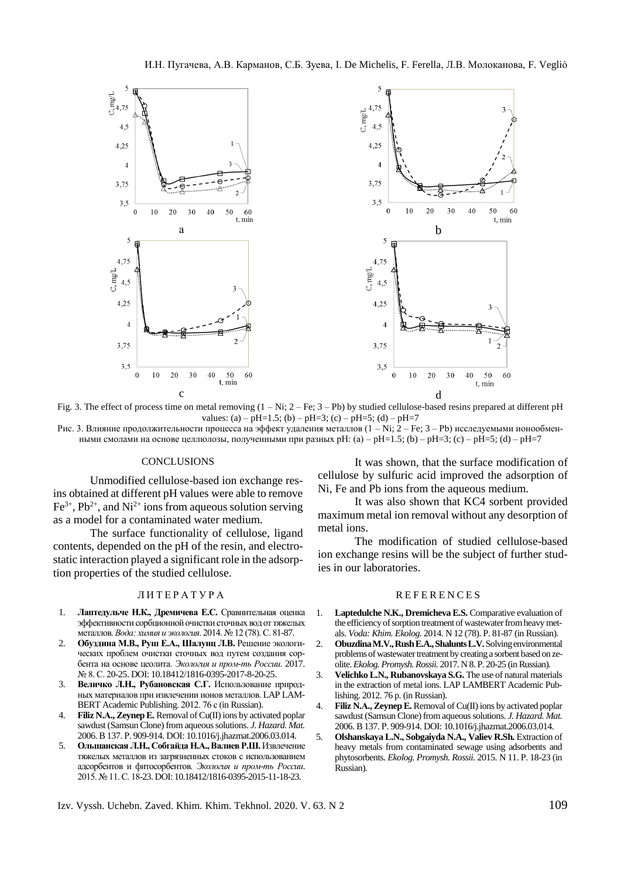Fig. 3. The effect of process time on metal removing (1 – Ni; 2 – Fe; 3 – Pb) by studied cellulose-based resins prepared at different pH values: (a) – pH=1.5; (b) – pH=3; (c) – pH=5; (d) – pH=7

Рис. 3. Влияние продолжительности процесса на эффект удаления металлов (1 – Ni; 2 – Fe; 3 – Pb) исследуемыми ионообменными смолами на основе целлюлозы, полученными при разных pH: (a) – pH=1.5; (b) – pH=3; (c) – pH=5; (d) – pH=7

## CONCLUSIONS

Unmodified cellulose-based ion exchange resins obtained at different pH values were able to remove $Fe^{3+}$, $Pb^{2+}$, and $Ni^{2+}$ ions from aqueous solution serving as a model for a contaminated water medium.

The surface functionality of cellulose, ligand contents, depended on the pH of the resin, and electrostatic interaction played a significant role in the adsorption properties of the studied cellulose.

It was shown, that the surface modification of cellulose by sulfuric acid improved the adsorption of Ni, Fe and Pb ions from the aqueous medium.

It was also shown that KC4 sorbent provided maximum metal ion removal without any desorption of metal ions.

The modification of studied cellulose-based ion exchange resins will be the subject of further studies in our laboratories.

## Л И Т Е Р А Т У Р А

1. **Лаптедульче Н.К., Дремичева Е.С.** Сравнительная оценка эффективности сорбционной очистки сточных вод от тяжелых металлов. *Вода: химия и экология*. 2014. № 12 (78). С. 81-87.
2. **Обуздина М.В., Руш Е.А., Шалунц Л.В.** Решение экологических проблем очистки сточных вод путем создания сорбента на основе цеолита. *Экология и пром-ть России*. 2017. № 8. С. 20-25. DOI: 10.18412/1816-0395-2017-8-20-25.
3. **Величко Л.Н., Рубановская С.Г.** Использование природных материалов при извлечении ионов металлов. LAP LAMBERT Academic Publishing. 2012. 76 с (in Russian).
4. **Filiz N.A., Zeynep E.** Removal of Cu(II) ions by activated poplar sawdust (Samsun Clone) from aqueous solutions. *J. Hazard. Mat.* 2006. B 137. P. 909-914. DOI: 10.1016/j.jhazmat.2006.03.014.
5. **Ольшанская Л.Н., Собгайда Н.А., Валиев Р.Ш.** Извлечение тяжелых металлов из загрязненных стоков с использованием адсорбентов и фитосорбентов. *Экология и пром-ть России*. 2015. № 11. С. 18-23. DOI: 10.18412/1816-0395-2015-11-18-23.

## R E F E R E N C E S

1. **Laptedulche N.K., Dremicheva E.S.** Comparative evaluation of the efficiency of sorption treatment of wastewater from heavy metals. *Voda: Khim. Ekolog.* 2014. N 12 (78). P. 81-87 (in Russian).
2. **Obuzdina M.V., Rush E.A., Shalunts L.V.** Solving environmental problems of wastewater treatment by creating a sorbent based on zeolite. *Ekolog. Promysh. Rossii.* 2017. N 8. P. 20-25 (in Russian).
3. **Velichko L.N., Rubanovskaya S.G.** The use of natural materials in the extraction of metal ions. LAP LAMBERT Academic Publishing. 2012. 76 p. (in Russian).
4. **Filiz N.A., Zeynep E.** Removal of Cu(II) ions by activated poplar sawdust (Samsun Clone) from aqueous solutions. *J. Hazard. Mat.* 2006. B 137. P. 909-914. DOI: 10.1016/j.jhazmat.2006.03.014.
5. **Olshanskaya L.N., Sobgaiyda N.A., Valiev R.Sh.** Extraction of heavy metals from contaminated sewage using adsorbents and phytosorbents. *Ekolog. Promysh. Rossii.* 2015. N 11. P. 18-23 (in Russian).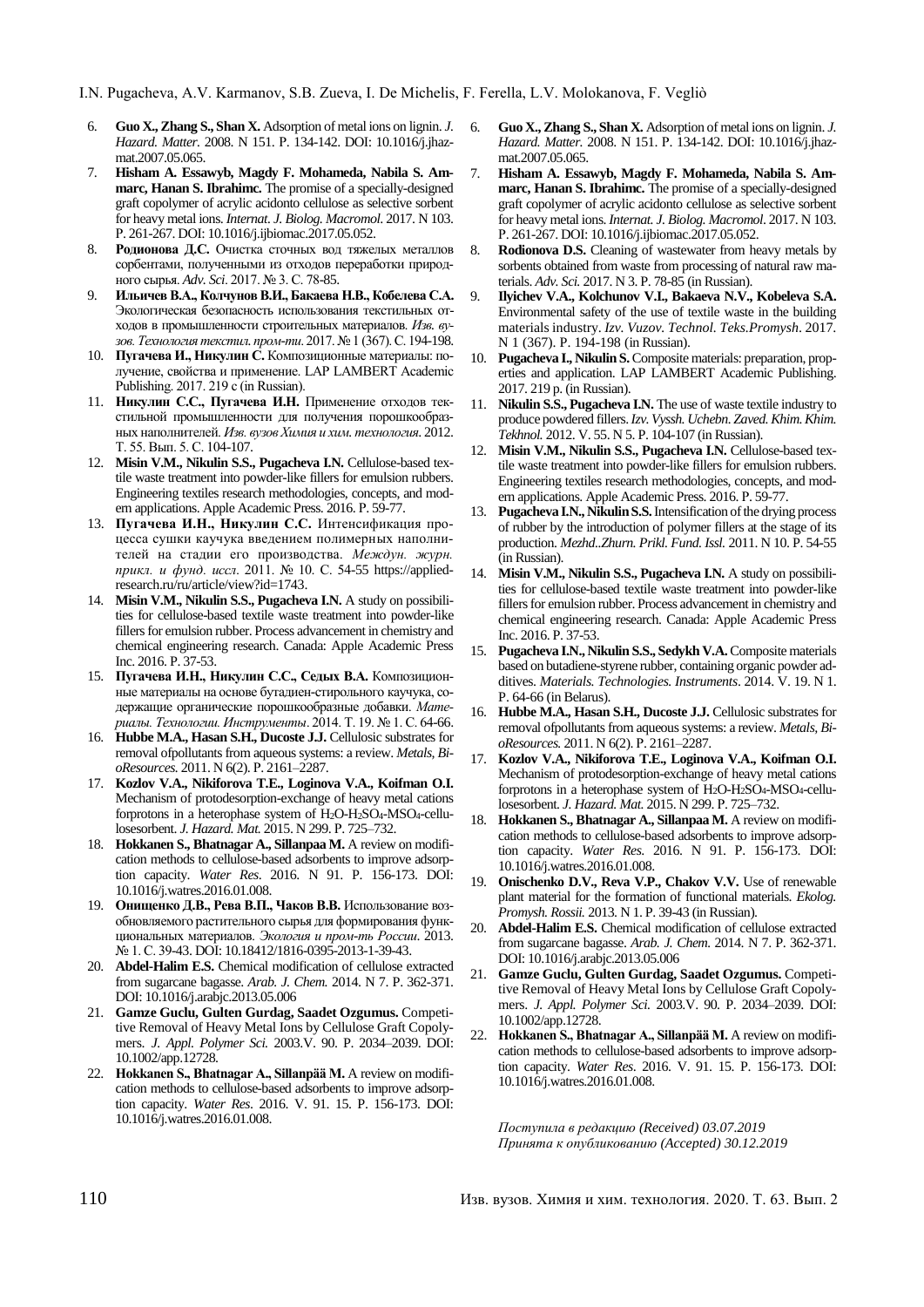6. **Guo X., Zhang S., Shan X.** Adsorption of metal ions on lignin. *J. Hazard. Matter.* 2008. N 151. P. 134-142. DOI: 10.1016/j.jhazmat.2007.05.065.
7. **Hisham A. Essawyb, Magdy F. Mohameda, Nabila S. Ammarc, Hanan S. Ibrahimc.** The promise of a specially-designed graft copolymer of acrylic acidonto cellulose as selective sorbent for heavy metal ions. *Internat. J. Biolog. Macromol.* 2017. N 103. P. 261-267. DOI: 10.1016/j.ijbiomac.2017.05.052.
8. **Родионова Д.С.** Очистка сточных вод тяжелых металлов сорбентами, полученными из отходов переработки природного сырья. *Adv. Sci.* 2017. № 3. С. 78-85.
9. **Ильичев В.А., Колчунов В.И., Бакаева Н.В., Кобелева С.А.** Экологическая безопасность использования текстильных отходов в промышленности строительных материалов. *Изв. вузов. Технология текстил. пром-ти.* 2017. № 1 (367). С. 194-198.
10. **Пугачева И., Никулин С.** Композиционные материалы: получение, свойства и применение. LAP LAMBERT Academic Publishing. 2017. 219 с (in Russian).
11. **Никулин С.С., Пугачева И.Н.** Применение отходов текстильной промышленности для получения порошкообразных наполнителей. *Изв. вузов Химия и хим. технология.* 2012. Т. 55. Вып. 5. С. 104-107.
12. **Misin V.M., Nikulin S.S., Pugacheva I.N.** Cellulose-based textile waste treatment into powder-like fillers for emulsion rubbers. Engineering textiles research methodologies, concepts, and modern applications. Apple Academic Press. 2016. P. 59-77.
13. **Пугачева И.Н., Никулин С.С.** Интенсификация процесса сушки каучука введением полимерных наполнителей на стадии его производства. *Междун. журн. прикл. и фунд. иссл.* 2011. № 10. С. 54-55 https://applied-research.ru/ru/article/view?id=1743.
14. **Misin V.M., Nikulin S.S., Pugacheva I.N.** A study on possibilities for cellulose-based textile waste treatment into powder-like fillers for emulsion rubber. Process advancement in chemistry and chemical engineering research. Canada: Apple Academic Press Inc. 2016. P. 37-53.
15. **Пугачева И.Н., Никулин С.С., Седых В.А.** Композиционные материалы на основе бутадиен-стирольного каучука, содержащие органические порошкообразные добавки. *Материалы. Технологии. Инструменты.* 2014. Т. 19. № 1. С. 64-66.
16. **Hubbe M.A., Hasan S.H., Ducoste J.J.** Cellulosic substrates for removal ofpollutants from aqueous systems: a review. *Metals, BioResources.* 2011. N 6(2). P. 2161–2287.
17. **Kozlov V.A., Nikiforova T.E., Loginova V.A., Koifman O.I.** Mechanism of protodesorption-exchange of heavy metal cations forprotons in a heterophase system of $H_2O$-$H_2SO_4$-$MSO_4$-cellulosesorbent. *J. Hazard. Mat.* 2015. N 299. P. 725–732.
18. **Hokkanen S., Bhatnagar A., Sillanpaa M.** A review on modification methods to cellulose-based adsorbents to improve adsorption capacity. *Water Res.* 2016. N 91. P. 156-173. DOI: 10.1016/j.watres.2016.01.008.
19. **Онищенко Д.В., Рева В.П., Чаков В.В.** Использование возобновляемого растительного сырья для формирования функциональных материалов. *Экология и пром-ть России.* 2013. № 1. С. 39-43. DOI: 10.18412/1816-0395-2013-1-39-43.
20. **Abdel-Halim E.S.** Chemical modification of cellulose extracted from sugarcane bagasse. *Arab. J. Chem.* 2014. N 7. P. 362-371. DOI: 10.1016/j.arabjc.2013.05.006
21. **Gamze Guclu, Gulten Gurdag, Saadet Ozgumus.** Competitive Removal of Heavy Metal Ions by Cellulose Graft Copolymers. *J. Appl. Polymer Sci.* 2003.V. 90. P. 2034–2039. DOI: 10.1002/app.12728.
22. **Hokkanen S., Bhatnagar A., Sillanpää M.** A review on modification methods to cellulose-based adsorbents to improve adsorption capacity. *Water Res.* 2016. V. 91. 15. P. 156-173. DOI: 10.1016/j.watres.2016.01.008.

---

6. **Guo X., Zhang S., Shan X.** Adsorption of metal ions on lignin. *J. Hazard. Matter.* 2008. N 151. P. 134-142. DOI: 10.1016/j.jhazmat.2007.05.065.
7. **Hisham A. Essawyb, Magdy F. Mohameda, Nabila S. Ammarc, Hanan S. Ibrahimc.** The promise of a specially-designed graft copolymer of acrylic acidonto cellulose as selective sorbent for heavy metal ions. *Internat. J. Biolog. Macromol.* 2017. N 103. P. 261-267. DOI: 10.1016/j.ijbiomac.2017.05.052.
8. **Rodionova D.S.** Cleaning of wastewater from heavy metals by sorbents obtained from waste from processing of natural raw materials. *Adv. Sci.* 2017. N 3. P. 78-85 (in Russian).
9. **Ilyichev V.A., Kolchunov V.I., Bakaeva N.V., Kobeleva S.A.** Environmental safety of the use of textile waste in the building materials industry. *Izv. Vuzov. Technol. Teks.Promysh.* 2017. N 1 (367). P. 194-198 (in Russian).
10. **Pugacheva I., Nikulin S.** Composite materials: preparation, properties and application. LAP LAMBERT Academic Publishing. 2017. 219 p. (in Russian).
11. **Nikulin S.S., Pugacheva I.N.** The use of waste textile industry to produce powdered fillers. *Izv. Vyssh. Uchebn. Zaved. Khim. Khim. Tekhnol.* 2012. V. 55. N 5. P. 104-107 (in Russian).
12. **Misin V.M., Nikulin S.S., Pugacheva I.N.** Cellulose-based textile waste treatment into powder-like fillers for emulsion rubbers. Engineering textiles research methodologies, concepts, and modern applications. Apple Academic Press. 2016. P. 59-77.
13. **Pugacheva I.N., Nikulin S.S.** Intensification of the drying process of rubber by the introduction of polymer fillers at the stage of its production. *Mezhd..Zhurn. Prikl. Fund. Issl.* 2011. N 10. P. 54-55 (in Russian).
14. **Misin V.M., Nikulin S.S., Pugacheva I.N.** A study on possibilities for cellulose-based textile waste treatment into powder-like fillers for emulsion rubber. Process advancement in chemistry and chemical engineering research. Canada: Apple Academic Press Inc. 2016. P. 37-53.
15. **Pugacheva I.N., Nikulin S.S., Sedykh V.A.** Composite materials based on butadiene-styrene rubber, containing organic powder additives. *Materials. Technologies. Instruments.* 2014. V. 19. N 1. P. 64-66 (in Belarus).
16. **Hubbe M.A., Hasan S.H., Ducoste J.J.** Cellulosic substrates for removal ofpollutants from aqueous systems: a review. *Metals, BioResources.* 2011. N 6(2). P. 2161–2287.
17. **Kozlov V.A., Nikiforova T.E., Loginova V.A., Koifman O.I.** Mechanism of protodesorption-exchange of heavy metal cations forprotons in a heterophase system of $H_2O$-$H_2SO_4$-$MSO_4$-cellulosesorbent. *J. Hazard. Mat.* 2015. N 299. P. 725–732.
18. **Hokkanen S., Bhatnagar A., Sillanpaa M.** A review on modification methods to cellulose-based adsorbents to improve adsorption capacity. *Water Res.* 2016. N 91. P. 156-173. DOI: 10.1016/j.watres.2016.01.008.
19. **Onischenko D.V., Reva V.P., Chakov V.V.** Use of renewable plant material for the formation of functional materials. *Ekolog. Promysh. Rossii.* 2013. N 1. P. 39-43 (in Russian).
20. **Abdel-Halim E.S.** Chemical modification of cellulose extracted from sugarcane bagasse. *Arab. J. Chem.* 2014. N 7. P. 362-371. DOI: 10.1016/j.arabjc.2013.05.006
21. **Gamze Guclu, Gulten Gurdag, Saadet Ozgumus.** Competitive Removal of Heavy Metal Ions by Cellulose Graft Copolymers. *J. Appl. Polymer Sci.* 2003.V. 90. P. 2034–2039. DOI: 10.1002/app.12728.
22. **Hokkanen S., Bhatnagar A., Sillanpää M.** A review on modification methods to cellulose-based adsorbents to improve adsorption capacity. *Water Res.* 2016. V. 91. 15. P. 156-173. DOI: 10.1016/j.watres.2016.01.008.

*Поступила в редакцию (Received) 03.07.2019*
*Принята к опубликованию (Accepted) 30.12.2019*